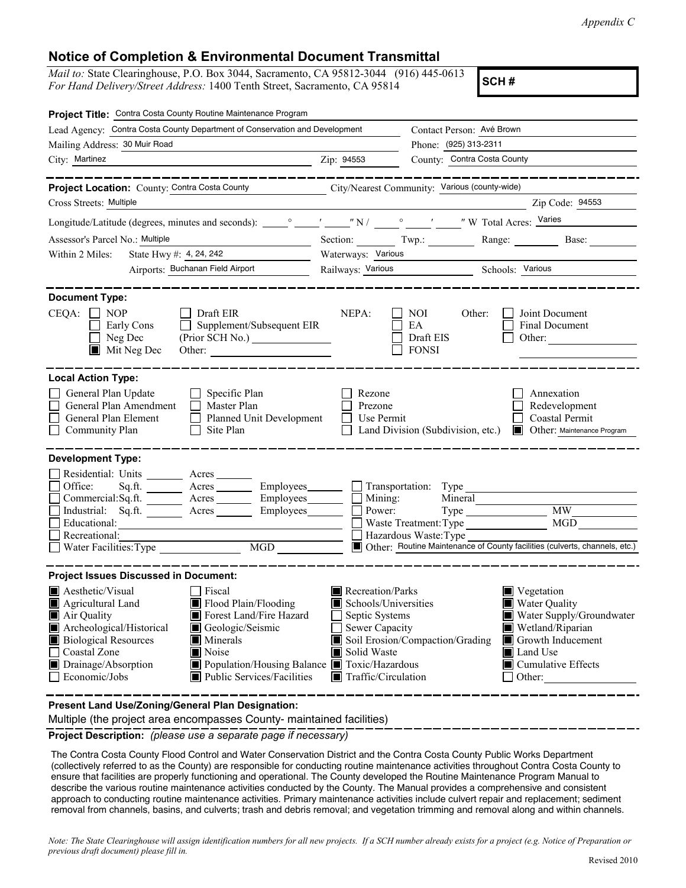*Appendix C*

# Notice of Completion & Environmental Document Transmittal

*Mail to:* State Clearinghouse, P.O. Box 3044, Sacramento, CA 95812-3044 (916) 445-0613
*For Hand Delivery/Street Address:* 1400 Tenth Street, Sacramento, CA 95814

**SCH #**

**Project Title:** Contra Costa County Routine Maintenance Program

Lead Agency: Contra Costa County Department of Conservation and Development — Contact Person: Avé Brown

Mailing Address: 30 Muir Road — Phone: (925) 313-2311

City: Martinez — Zip: 94553 — County: Contra Costa County

**Project Location:** County: Contra Costa County — City/Nearest Community: Various (county-wide)

Cross Streets: Multiple — Zip Code: 94553

Longitude/Latitude (degrees, minutes and seconds): ____° ____′ ____″ N / ____° ____′ ____″ W Total Acres: Varies

Assessor's Parcel No.: Multiple — Section: ____ Twp.: ____ Range: ____ Base: ____

Within 2 Miles: State Hwy #: 4, 24, 242 — Waterways: Various

Airports: Buchanan Field Airport — Railways: Various — Schools: Various

**Document Type:**

CEQA: ☐ NOP ☐ Early Cons ☐ Neg Dec ■ Mit Neg Dec ☐ Draft EIR ☐ Supplement/Subsequent EIR (Prior SCH No.) ____ Other: ____

NEPA: ☐ NOI ☐ EA ☐ Draft EIS ☐ FONSI

Other: ☐ Joint Document ☐ Final Document ☐ Other: ____

**Local Action Type:**

☐ General Plan Update ☐ General Plan Amendment ☐ General Plan Element ☐ Community Plan ☐ Specific Plan ☐ Master Plan ☐ Planned Unit Development ☐ Site Plan ☐ Rezone ☐ Prezone ☐ Use Permit ☐ Land Division (Subdivision, etc.) ☐ Annexation ☐ Redevelopment ☐ Coastal Permit ■ Other: Maintenance Program

**Development Type:**

☐ Residential: Units ____ Acres ____
☐ Office: Sq.ft. ____ Acres ____ Employees ____
☐ Commercial: Sq.ft. ____ Acres ____ Employees ____
☐ Industrial: Sq.ft. ____ Acres ____ Employees ____
☐ Educational: ____
☐ Recreational: ____
☐ Water Facilities: Type ____ MGD ____
☐ Transportation: Type ____
☐ Mining: Mineral ____
☐ Power: Type ____ MW ____
☐ Waste Treatment: Type ____ MGD ____
☐ Hazardous Waste: Type ____
■ Other: Routine Maintenance of County facilities (culverts, channels, etc.)

**Project Issues Discussed in Document:**

■ Aesthetic/Visual ■ Agricultural Land ■ Air Quality ■ Archeological/Historical ■ Biological Resources ☐ Coastal Zone ■ Drainage/Absorption ☐ Economic/Jobs ☐ Fiscal ■ Flood Plain/Flooding ■ Forest Land/Fire Hazard ■ Geologic/Seismic ■ Minerals ■ Noise ■ Population/Housing Balance ■ Public Services/Facilities ■ Recreation/Parks ■ Schools/Universities ☐ Septic Systems ☐ Sewer Capacity ■ Soil Erosion/Compaction/Grading ■ Solid Waste ■ Toxic/Hazardous ■ Traffic/Circulation ■ Vegetation ■ Water Quality ■ Water Supply/Groundwater ■ Wetland/Riparian ■ Growth Inducement ■ Land Use ■ Cumulative Effects ☐ Other: ____

**Present Land Use/Zoning/General Plan Designation:**

Multiple (the project area encompasses County- maintained facilities)

**Project Description:** *(please use a separate page if necessary)*

The Contra Costa County Flood Control and Water Conservation District and the Contra Costa County Public Works Department (collectively referred to as the County) are responsible for conducting routine maintenance activities throughout Contra Costa County to ensure that facilities are properly functioning and operational. The County developed the Routine Maintenance Program Manual to describe the various routine maintenance activities conducted by the County. The Manual provides a comprehensive and consistent approach to conducting routine maintenance activities. Primary maintenance activities include culvert repair and replacement; sediment removal from channels, basins, and culverts; trash and debris removal; and vegetation trimming and removal along and within channels.

*Note: The State Clearinghouse will assign identification numbers for all new projects. If a SCH number already exists for a project (e.g. Notice of Preparation or previous draft document) please fill in.*

Revised 2010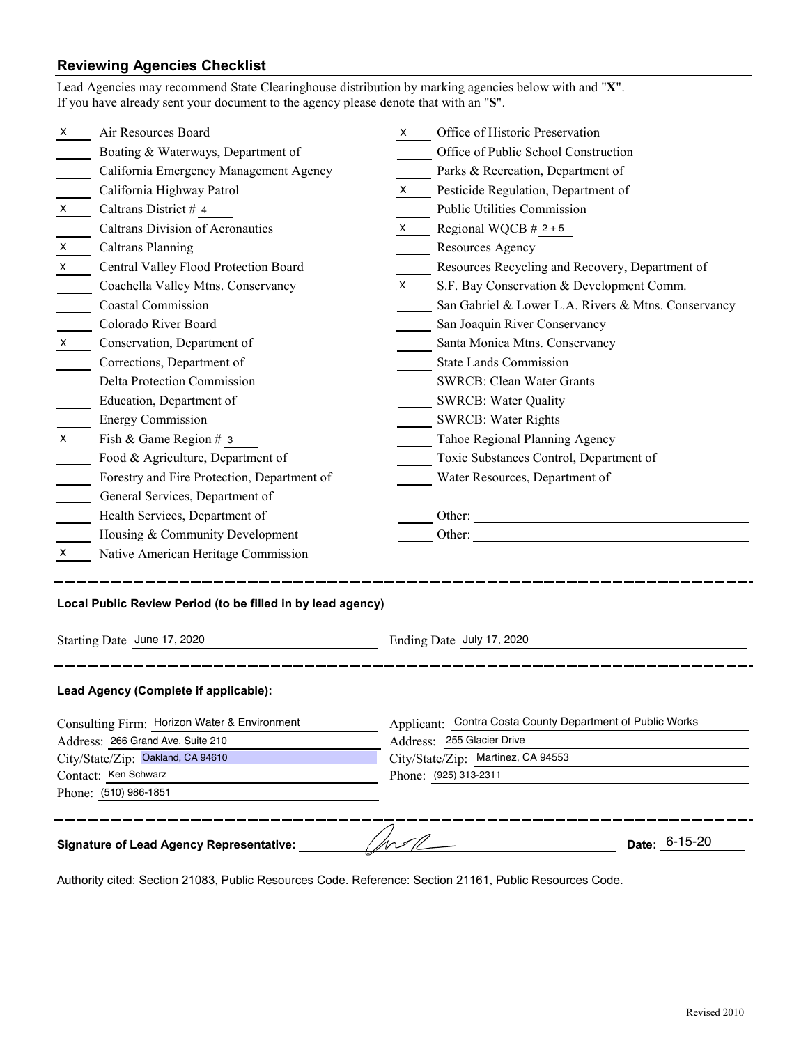## Reviewing Agencies Checklist

Lead Agencies may recommend State Clearinghouse distribution by marking agencies below with and "**X**".
If you have already sent your document to the agency please denote that with an "**S**".

| | | | |
|---|---|---|---|
| X | Air Resources Board | X | Office of Historic Preservation |
| | Boating & Waterways, Department of | | Office of Public School Construction |
| | California Emergency Management Agency | | Parks & Recreation, Department of |
| | California Highway Patrol | X | Pesticide Regulation, Department of |
| X | Caltrans District # 4 | | Public Utilities Commission |
| | Caltrans Division of Aeronautics | X | Regional WQCB # 2 + 5 |
| X | Caltrans Planning | | Resources Agency |
| X | Central Valley Flood Protection Board | | Resources Recycling and Recovery, Department of |
| | Coachella Valley Mtns. Conservancy | X | S.F. Bay Conservation & Development Comm. |
| | Coastal Commission | | San Gabriel & Lower L.A. Rivers & Mtns. Conservancy |
| | Colorado River Board | | San Joaquin River Conservancy |
| X | Conservation, Department of | | Santa Monica Mtns. Conservancy |
| | Corrections, Department of | | State Lands Commission |
| | Delta Protection Commission | | SWRCB: Clean Water Grants |
| | Education, Department of | | SWRCB: Water Quality |
| | Energy Commission | | SWRCB: Water Rights |
| X | Fish & Game Region # 3 | | Tahoe Regional Planning Agency |
| | Food & Agriculture, Department of | | Toxic Substances Control, Department of |
| | Forestry and Fire Protection, Department of | | Water Resources, Department of |
| | General Services, Department of | | |
| | Health Services, Department of | | Other: |
| | Housing & Community Development | | Other: |
| X | Native American Heritage Commission | | |

---

**Local Public Review Period (to be filled in by lead agency)**

Starting Date June 17, 2020 Ending Date July 17, 2020

---

**Lead Agency (Complete if applicable):**

| | |
|---|---|
| Consulting Firm: Horizon Water & Environment | Applicant: Contra Costa County Department of Public Works |
| Address: 266 Grand Ave, Suite 210 | Address: 255 Glacier Drive |
| City/State/Zip: Oakland, CA 94610 | City/State/Zip: Martinez, CA 94553 |
| Contact: Ken Schwarz | Phone: (925) 313-2311 |
| Phone: (510) 986-1851 | |

---

**Signature of Lead Agency Representative:** [signature] **Date:** 6-15-20

Authority cited: Section 21083, Public Resources Code. Reference: Section 21161, Public Resources Code.

Revised 2010